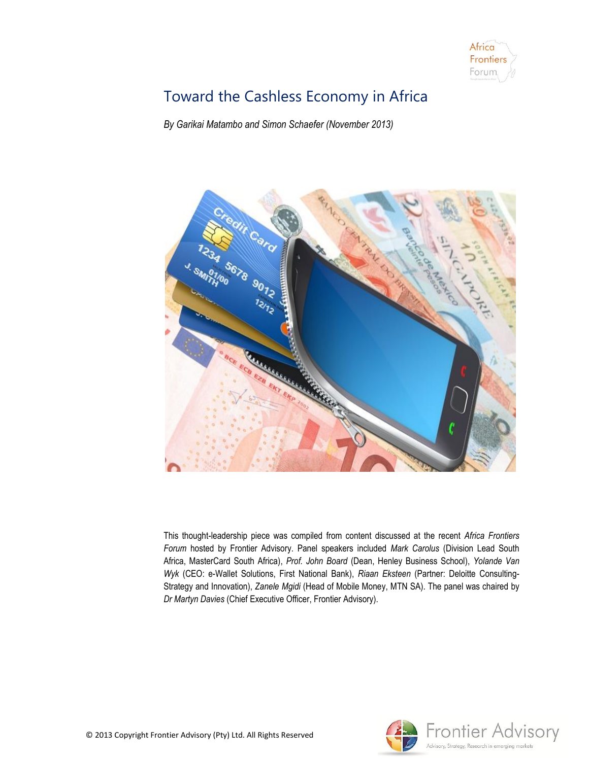# Toward the Cashless Economy in Africa

*By Garikai Matambo and Simon Schaefer (November 2013)*

This thought-leadership piece was compiled from content discussed at the recent *Africa Frontiers Forum* hosted by Frontier Advisory. Panel speakers included *Mark Carolus* (Division Lead South Africa, MasterCard South Africa), *Prof. John Board* (Dean, Henley Business School), *Yolande Van Wyk* (CEO: e-Wallet Solutions, First National Bank), *Riaan Eksteen* (Partner: Deloitte Consulting-Strategy and Innovation), *Zanele Mgidi* (Head of Mobile Money, MTN SA). The panel was chaired by *Dr Martyn Davies* (Chief Executive Officer, Frontier Advisory).

© 2013 Copyright Frontier Advisory (Pty) Ltd. All Rights Reserved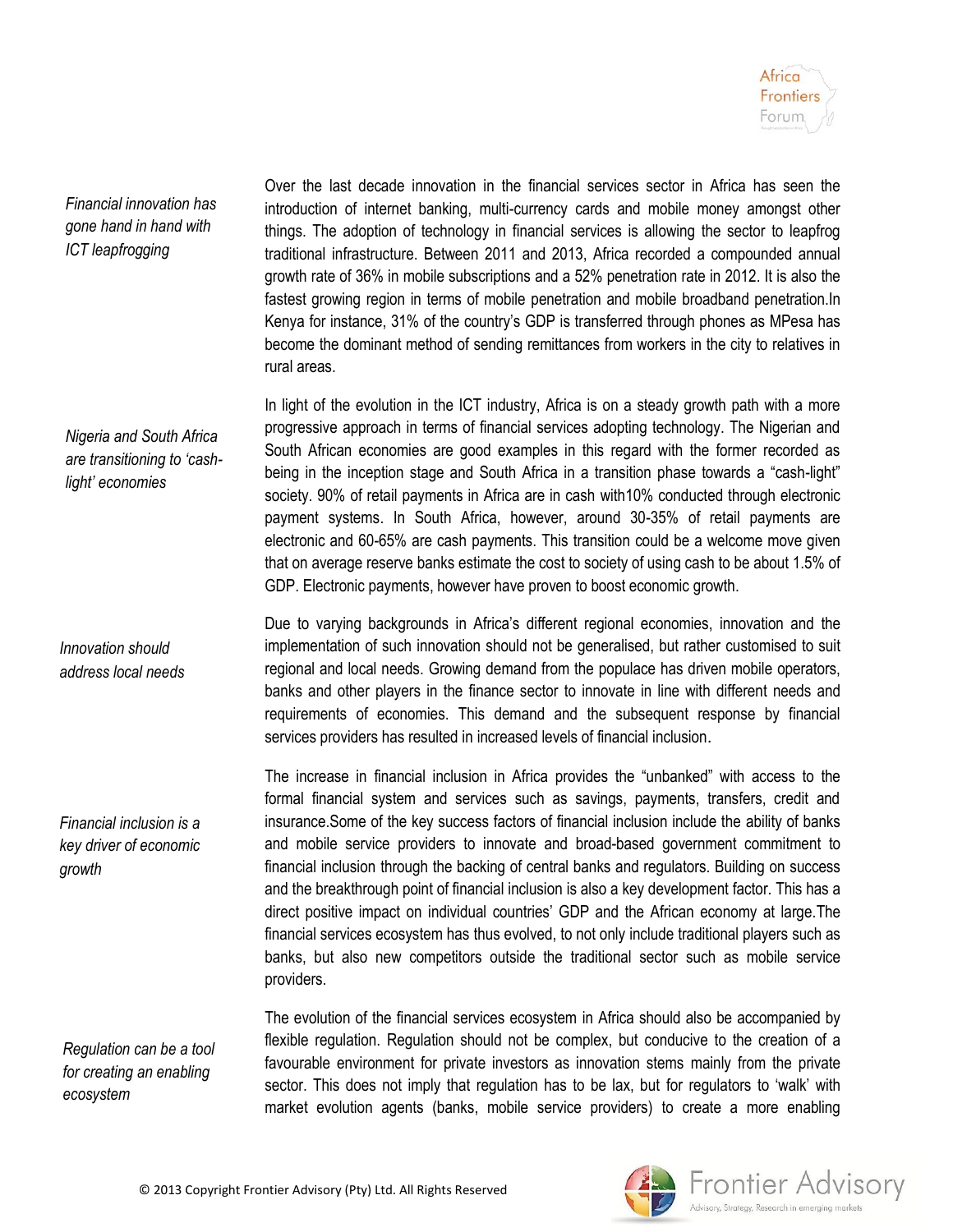*Financial innovation has gone hand in hand with ICT leapfrogging*

Over the last decade innovation in the financial services sector in Africa has seen the introduction of internet banking, multi-currency cards and mobile money amongst other things. The adoption of technology in financial services is allowing the sector to leapfrog traditional infrastructure. Between 2011 and 2013, Africa recorded a compounded annual growth rate of 36% in mobile subscriptions and a 52% penetration rate in 2012. It is also the fastest growing region in terms of mobile penetration and mobile broadband penetration.In Kenya for instance, 31% of the country's GDP is transferred through phones as MPesa has become the dominant method of sending remittances from workers in the city to relatives in rural areas.

*Nigeria and South Africa are transitioning to 'cash-light' economies*

In light of the evolution in the ICT industry, Africa is on a steady growth path with a more progressive approach in terms of financial services adopting technology. The Nigerian and South African economies are good examples in this regard with the former recorded as being in the inception stage and South Africa in a transition phase towards a "cash-light" society. 90% of retail payments in Africa are in cash with10% conducted through electronic payment systems. In South Africa, however, around 30-35% of retail payments are electronic and 60-65% are cash payments. This transition could be a welcome move given that on average reserve banks estimate the cost to society of using cash to be about 1.5% of GDP. Electronic payments, however have proven to boost economic growth.

*Innovation should address local needs*

Due to varying backgrounds in Africa's different regional economies, innovation and the implementation of such innovation should not be generalised, but rather customised to suit regional and local needs. Growing demand from the populace has driven mobile operators, banks and other players in the finance sector to innovate in line with different needs and requirements of economies. This demand and the subsequent response by financial services providers has resulted in increased levels of financial inclusion.

*Financial inclusion is a key driver of economic growth*

The increase in financial inclusion in Africa provides the "unbanked" with access to the formal financial system and services such as savings, payments, transfers, credit and insurance.Some of the key success factors of financial inclusion include the ability of banks and mobile service providers to innovate and broad-based government commitment to financial inclusion through the backing of central banks and regulators. Building on success and the breakthrough point of financial inclusion is also a key development factor. This has a direct positive impact on individual countries' GDP and the African economy at large.The financial services ecosystem has thus evolved, to not only include traditional players such as banks, but also new competitors outside the traditional sector such as mobile service providers.

*Regulation can be a tool for creating an enabling ecosystem*

The evolution of the financial services ecosystem in Africa should also be accompanied by flexible regulation. Regulation should not be complex, but conducive to the creation of a favourable environment for private investors as innovation stems mainly from the private sector. This does not imply that regulation has to be lax, but for regulators to 'walk' with market evolution agents (banks, mobile service providers) to create a more enabling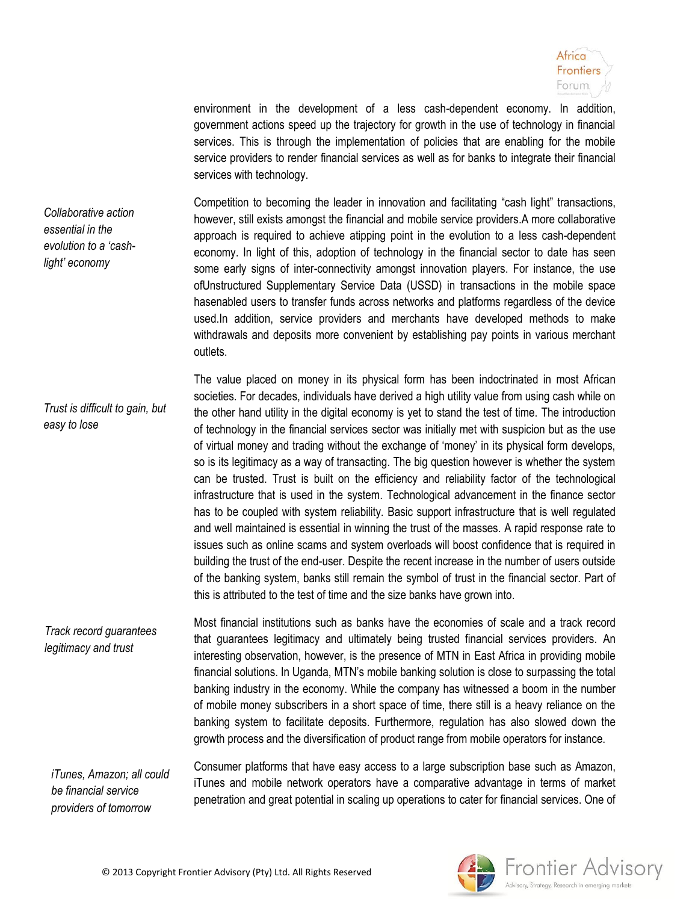environment in the development of a less cash-dependent economy. In addition, government actions speed up the trajectory for growth in the use of technology in financial services. This is through the implementation of policies that are enabling for the mobile service providers to render financial services as well as for banks to integrate their financial services with technology.

*Collaborative action essential in the evolution to a 'cash-light' economy*

Competition to becoming the leader in innovation and facilitating "cash light" transactions, however, still exists amongst the financial and mobile service providers.A more collaborative approach is required to achieve atipping point in the evolution to a less cash-dependent economy. In light of this, adoption of technology in the financial sector to date has seen some early signs of inter-connectivity amongst innovation players. For instance, the use ofUnstructured Supplementary Service Data (USSD) in transactions in the mobile space hasenabled users to transfer funds across networks and platforms regardless of the device used.In addition, service providers and merchants have developed methods to make withdrawals and deposits more convenient by establishing pay points in various merchant outlets.

*Trust is difficult to gain, but easy to lose*

The value placed on money in its physical form has been indoctrinated in most African societies. For decades, individuals have derived a high utility value from using cash while on the other hand utility in the digital economy is yet to stand the test of time. The introduction of technology in the financial services sector was initially met with suspicion but as the use of virtual money and trading without the exchange of 'money' in its physical form develops, so is its legitimacy as a way of transacting. The big question however is whether the system can be trusted. Trust is built on the efficiency and reliability factor of the technological infrastructure that is used in the system. Technological advancement in the finance sector has to be coupled with system reliability. Basic support infrastructure that is well regulated and well maintained is essential in winning the trust of the masses. A rapid response rate to issues such as online scams and system overloads will boost confidence that is required in building the trust of the end-user. Despite the recent increase in the number of users outside of the banking system, banks still remain the symbol of trust in the financial sector. Part of this is attributed to the test of time and the size banks have grown into.

*Track record guarantees legitimacy and trust*

Most financial institutions such as banks have the economies of scale and a track record that guarantees legitimacy and ultimately being trusted financial services providers. An interesting observation, however, is the presence of MTN in East Africa in providing mobile financial solutions. In Uganda, MTN's mobile banking solution is close to surpassing the total banking industry in the economy. While the company has witnessed a boom in the number of mobile money subscribers in a short space of time, there still is a heavy reliance on the banking system to facilitate deposits. Furthermore, regulation has also slowed down the growth process and the diversification of product range from mobile operators for instance.

*iTunes, Amazon; all could be financial service providers of tomorrow*

Consumer platforms that have easy access to a large subscription base such as Amazon, iTunes and mobile network operators have a comparative advantage in terms of market penetration and great potential in scaling up operations to cater for financial services. One of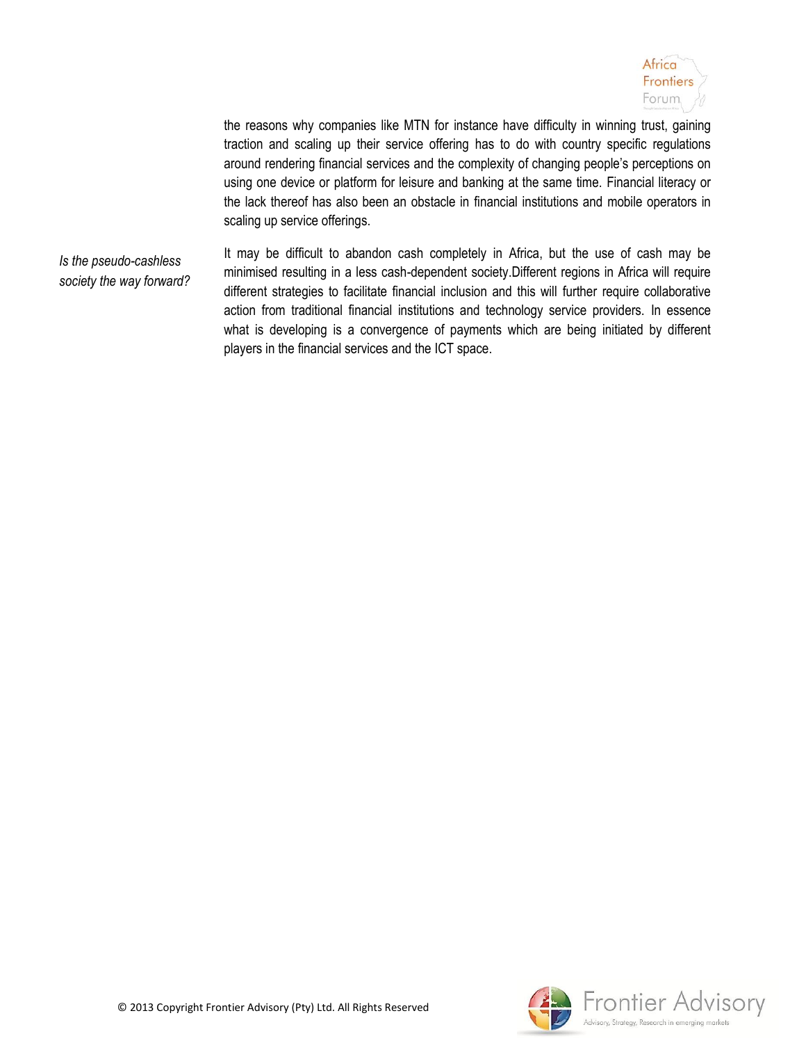the reasons why companies like MTN for instance have difficulty in winning trust, gaining traction and scaling up their service offering has to do with country specific regulations around rendering financial services and the complexity of changing people's perceptions on using one device or platform for leisure and banking at the same time. Financial literacy or the lack thereof has also been an obstacle in financial institutions and mobile operators in scaling up service offerings.

*Is the pseudo-cashless society the way forward?*

It may be difficult to abandon cash completely in Africa, but the use of cash may be minimised resulting in a less cash-dependent society.Different regions in Africa will require different strategies to facilitate financial inclusion and this will further require collaborative action from traditional financial institutions and technology service providers. In essence what is developing is a convergence of payments which are being initiated by different players in the financial services and the ICT space.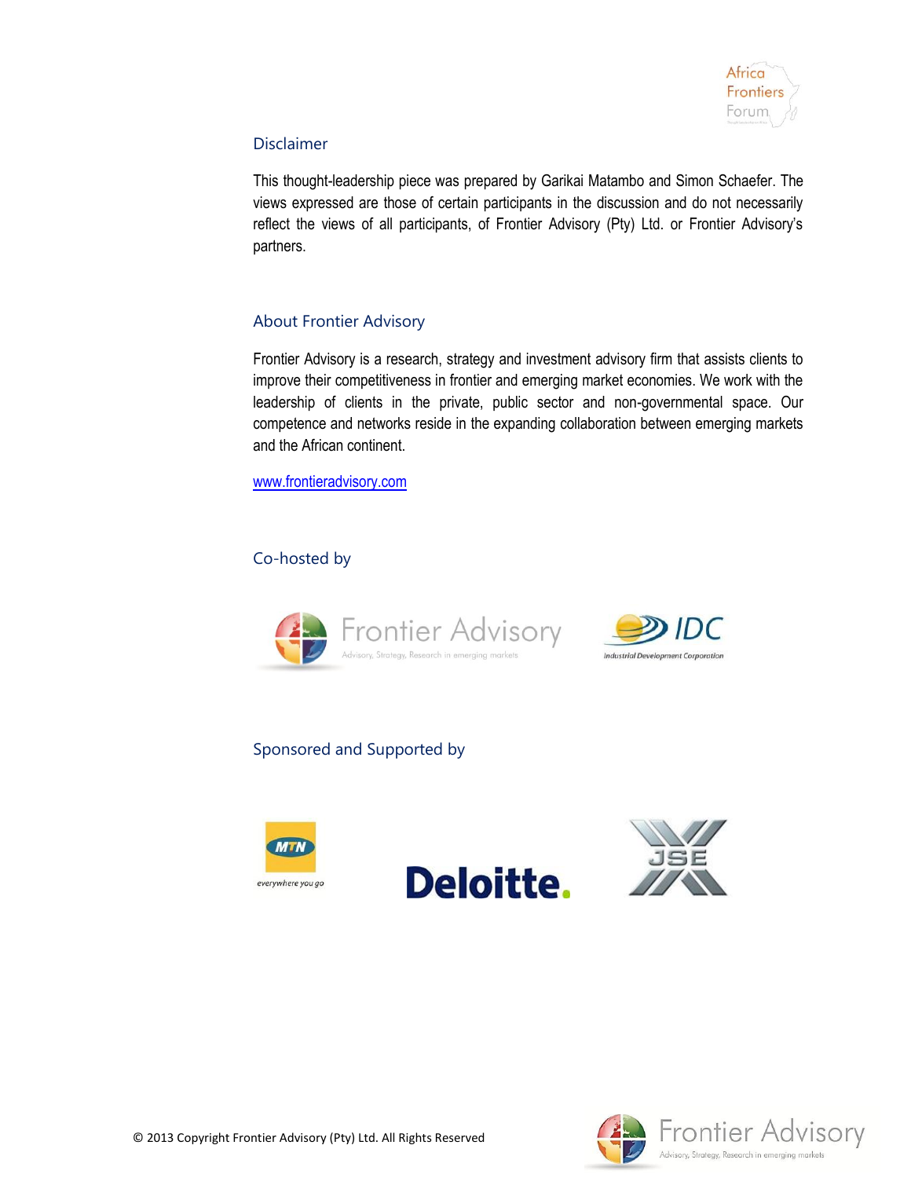## Disclaimer

This thought-leadership piece was prepared by Garikai Matambo and Simon Schaefer. The views expressed are those of certain participants in the discussion and do not necessarily reflect the views of all participants, of Frontier Advisory (Pty) Ltd. or Frontier Advisory's partners.

## About Frontier Advisory

Frontier Advisory is a research, strategy and investment advisory firm that assists clients to improve their competitiveness in frontier and emerging market economies. We work with the leadership of clients in the private, public sector and non-governmental space. Our competence and networks reside in the expanding collaboration between emerging markets and the African continent.

[www.frontieradvisory.com](http://www.frontieradvisory.com)

## Co-hosted by

## Sponsored and Supported by

© 2013 Copyright Frontier Advisory (Pty) Ltd. All Rights Reserved